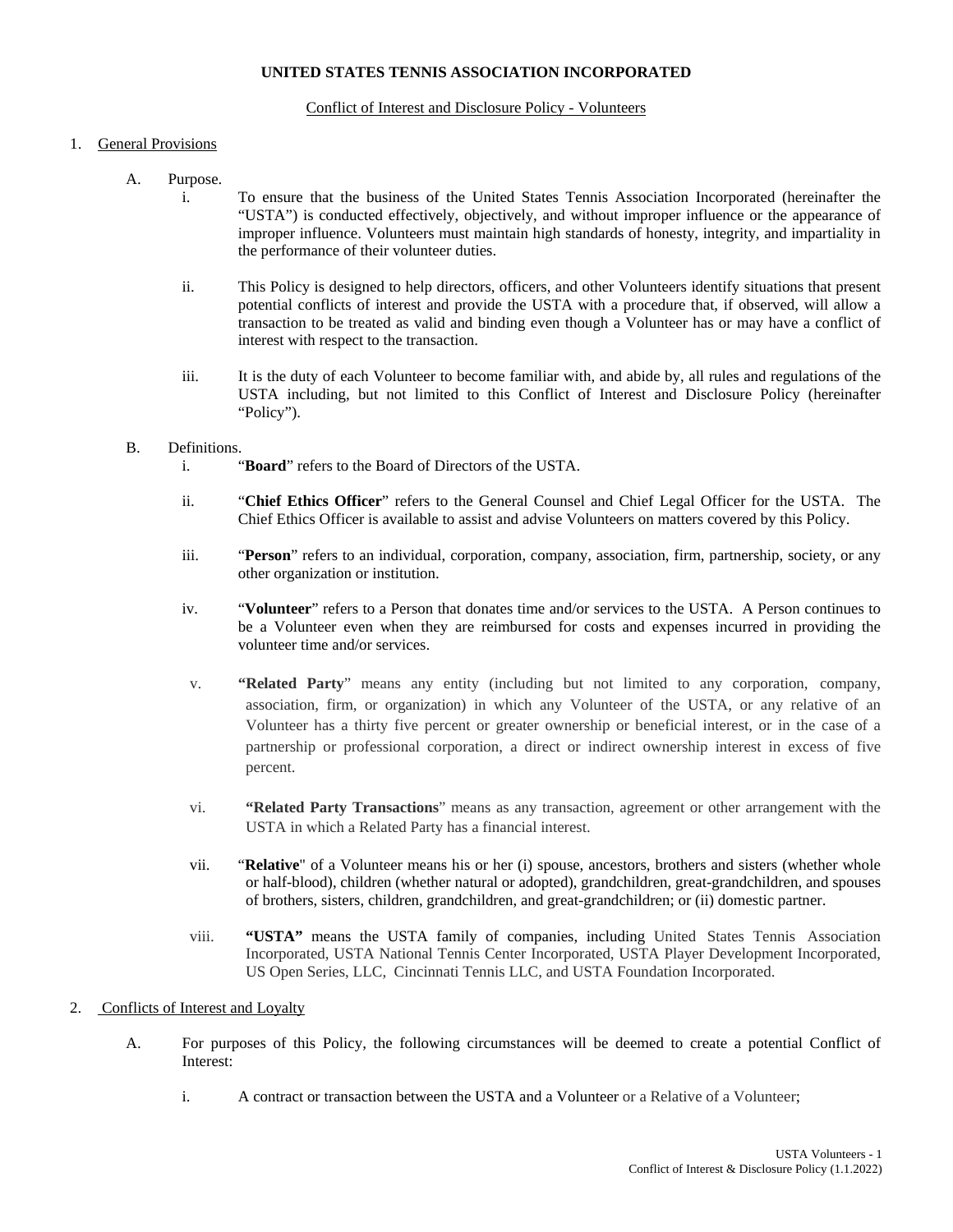**UNITED STATES TENNIS ASSOCIATION INCORPORATED**

Conflict of Interest and Disclosure Policy - Volunteers

1. General Provisions

   A. Purpose.

      i. To ensure that the business of the United States Tennis Association Incorporated (hereinafter the "USTA") is conducted effectively, objectively, and without improper influence or the appearance of improper influence. Volunteers must maintain high standards of honesty, integrity, and impartiality in the performance of their volunteer duties.

      ii. This Policy is designed to help directors, officers, and other Volunteers identify situations that present potential conflicts of interest and provide the USTA with a procedure that, if observed, will allow a transaction to be treated as valid and binding even though a Volunteer has or may have a conflict of interest with respect to the transaction.

      iii. It is the duty of each Volunteer to become familiar with, and abide by, all rules and regulations of the USTA including, but not limited to this Conflict of Interest and Disclosure Policy (hereinafter "Policy").

   B. Definitions.

      i. "**Board**" refers to the Board of Directors of the USTA.

      ii. "**Chief Ethics Officer**" refers to the General Counsel and Chief Legal Officer for the USTA. The Chief Ethics Officer is available to assist and advise Volunteers on matters covered by this Policy.

      iii. "**Person**" refers to an individual, corporation, company, association, firm, partnership, society, or any other organization or institution.

      iv. "**Volunteer**" refers to a Person that donates time and/or services to the USTA. A Person continues to be a Volunteer even when they are reimbursed for costs and expenses incurred in providing the volunteer time and/or services.

      v. "**Related Party**" means any entity (including but not limited to any corporation, company, association, firm, or organization) in which any Volunteer of the USTA, or any relative of an Volunteer has a thirty five percent or greater ownership or beneficial interest, or in the case of a partnership or professional corporation, a direct or indirect ownership interest in excess of five percent.

      vi. "**Related Party Transactions**" means as any transaction, agreement or other arrangement with the USTA in which a Related Party has a financial interest.

      vii. "**Relative**" of a Volunteer means his or her (i) spouse, ancestors, brothers and sisters (whether whole or half-blood), children (whether natural or adopted), grandchildren, great-grandchildren, and spouses of brothers, sisters, children, grandchildren, and great-grandchildren; or (ii) domestic partner.

      viii. "**USTA**" means the USTA family of companies, including United States Tennis Association Incorporated, USTA National Tennis Center Incorporated, USTA Player Development Incorporated, US Open Series, LLC, Cincinnati Tennis LLC, and USTA Foundation Incorporated.

2. Conflicts of Interest and Loyalty

   A. For purposes of this Policy, the following circumstances will be deemed to create a potential Conflict of Interest:

      i. A contract or transaction between the USTA and a Volunteer or a Relative of a Volunteer;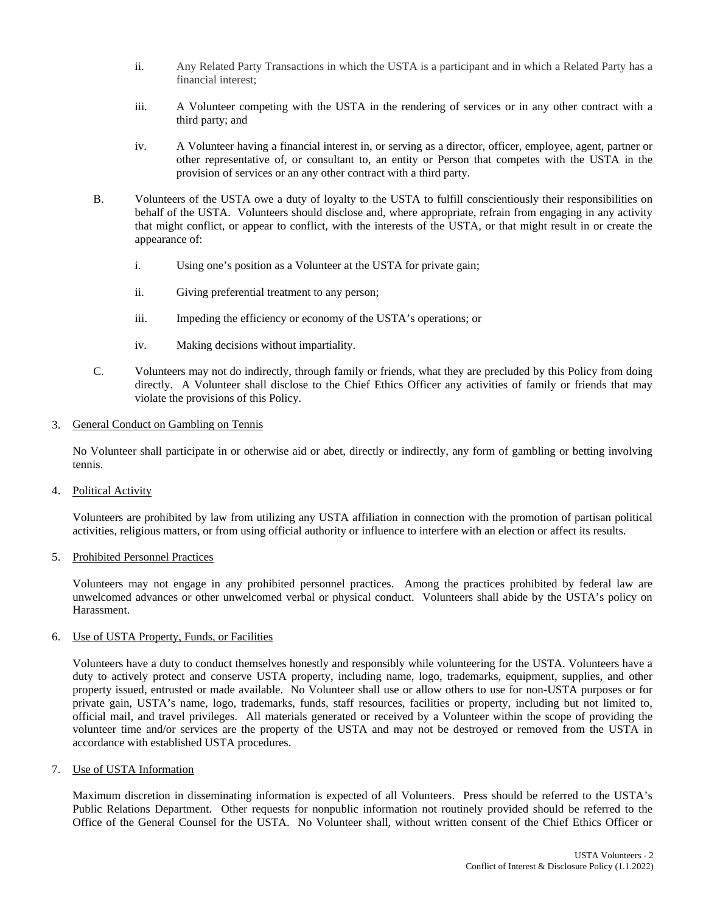ii. Any Related Party Transactions in which the USTA is a participant and in which a Related Party has a financial interest;

iii. A Volunteer competing with the USTA in the rendering of services or in any other contract with a third party; and

iv. A Volunteer having a financial interest in, or serving as a director, officer, employee, agent, partner or other representative of, or consultant to, an entity or Person that competes with the USTA in the provision of services or an any other contract with a third party.

B. Volunteers of the USTA owe a duty of loyalty to the USTA to fulfill conscientiously their responsibilities on behalf of the USTA. Volunteers should disclose and, where appropriate, refrain from engaging in any activity that might conflict, or appear to conflict, with the interests of the USTA, or that might result in or create the appearance of:

i. Using one's position as a Volunteer at the USTA for private gain;

ii. Giving preferential treatment to any person;

iii. Impeding the efficiency or economy of the USTA's operations; or

iv. Making decisions without impartiality.

C. Volunteers may not do indirectly, through family or friends, what they are precluded by this Policy from doing directly. A Volunteer shall disclose to the Chief Ethics Officer any activities of family or friends that may violate the provisions of this Policy.

3. <u>General Conduct on Gambling on Tennis</u>

No Volunteer shall participate in or otherwise aid or abet, directly or indirectly, any form of gambling or betting involving tennis.

4. <u>Political Activity</u>

Volunteers are prohibited by law from utilizing any USTA affiliation in connection with the promotion of partisan political activities, religious matters, or from using official authority or influence to interfere with an election or affect its results.

5. <u>Prohibited Personnel Practices</u>

Volunteers may not engage in any prohibited personnel practices. Among the practices prohibited by federal law are unwelcomed advances or other unwelcomed verbal or physical conduct. Volunteers shall abide by the USTA's policy on Harassment.

6. <u>Use of USTA Property, Funds, or Facilities</u>

Volunteers have a duty to conduct themselves honestly and responsibly while volunteering for the USTA. Volunteers have a duty to actively protect and conserve USTA property, including name, logo, trademarks, equipment, supplies, and other property issued, entrusted or made available. No Volunteer shall use or allow others to use for non-USTA purposes or for private gain, USTA's name, logo, trademarks, funds, staff resources, facilities or property, including but not limited to, official mail, and travel privileges. All materials generated or received by a Volunteer within the scope of providing the volunteer time and/or services are the property of the USTA and may not be destroyed or removed from the USTA in accordance with established USTA procedures.

7. <u>Use of USTA Information</u>

Maximum discretion in disseminating information is expected of all Volunteers. Press should be referred to the USTA's Public Relations Department. Other requests for nonpublic information not routinely provided should be referred to the Office of the General Counsel for the USTA. No Volunteer shall, without written consent of the Chief Ethics Officer or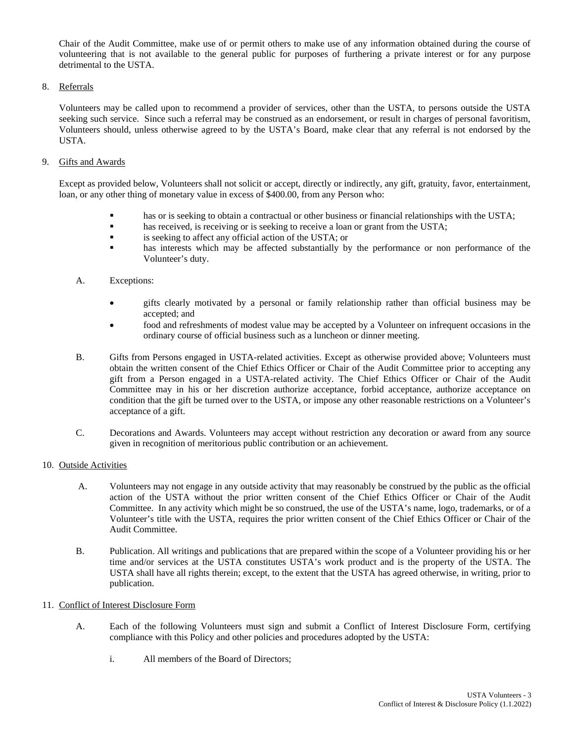Chair of the Audit Committee, make use of or permit others to make use of any information obtained during the course of volunteering that is not available to the general public for purposes of furthering a private interest or for any purpose detrimental to the USTA.

8. Referrals

Volunteers may be called upon to recommend a provider of services, other than the USTA, to persons outside the USTA seeking such service. Since such a referral may be construed as an endorsement, or result in charges of personal favoritism, Volunteers should, unless otherwise agreed to by the USTA's Board, make clear that any referral is not endorsed by the USTA.

9. Gifts and Awards

Except as provided below, Volunteers shall not solicit or accept, directly or indirectly, any gift, gratuity, favor, entertainment, loan, or any other thing of monetary value in excess of $400.00, from any Person who:

- has or is seeking to obtain a contractual or other business or financial relationships with the USTA;
- has received, is receiving or is seeking to receive a loan or grant from the USTA;
- is seeking to affect any official action of the USTA; or
- has interests which may be affected substantially by the performance or non performance of the Volunteer's duty.

A. Exceptions:

- gifts clearly motivated by a personal or family relationship rather than official business may be accepted; and
- food and refreshments of modest value may be accepted by a Volunteer on infrequent occasions in the ordinary course of official business such as a luncheon or dinner meeting.

B. Gifts from Persons engaged in USTA-related activities. Except as otherwise provided above; Volunteers must obtain the written consent of the Chief Ethics Officer or Chair of the Audit Committee prior to accepting any gift from a Person engaged in a USTA-related activity. The Chief Ethics Officer or Chair of the Audit Committee may in his or her discretion authorize acceptance, forbid acceptance, authorize acceptance on condition that the gift be turned over to the USTA, or impose any other reasonable restrictions on a Volunteer's acceptance of a gift.

C. Decorations and Awards. Volunteers may accept without restriction any decoration or award from any source given in recognition of meritorious public contribution or an achievement.

10. Outside Activities

A. Volunteers may not engage in any outside activity that may reasonably be construed by the public as the official action of the USTA without the prior written consent of the Chief Ethics Officer or Chair of the Audit Committee. In any activity which might be so construed, the use of the USTA's name, logo, trademarks, or of a Volunteer's title with the USTA, requires the prior written consent of the Chief Ethics Officer or Chair of the Audit Committee.

B. Publication. All writings and publications that are prepared within the scope of a Volunteer providing his or her time and/or services at the USTA constitutes USTA's work product and is the property of the USTA. The USTA shall have all rights therein; except, to the extent that the USTA has agreed otherwise, in writing, prior to publication.

11. Conflict of Interest Disclosure Form

A. Each of the following Volunteers must sign and submit a Conflict of Interest Disclosure Form, certifying compliance with this Policy and other policies and procedures adopted by the USTA:

i. All members of the Board of Directors;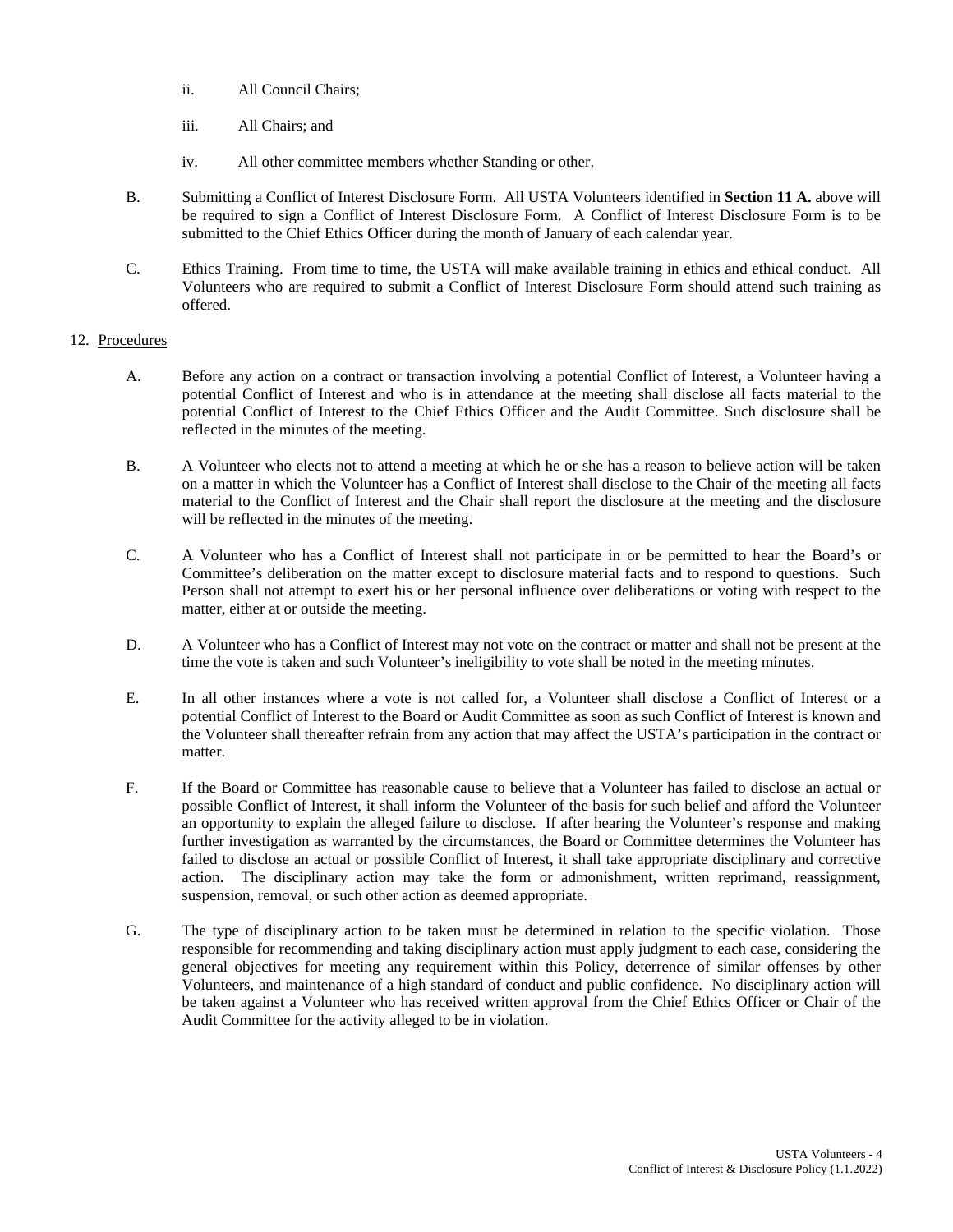ii. All Council Chairs;

iii. All Chairs; and

iv. All other committee members whether Standing or other.

B. Submitting a Conflict of Interest Disclosure Form. All USTA Volunteers identified in **Section 11 A.** above will be required to sign a Conflict of Interest Disclosure Form. A Conflict of Interest Disclosure Form is to be submitted to the Chief Ethics Officer during the month of January of each calendar year.

C. Ethics Training. From time to time, the USTA will make available training in ethics and ethical conduct. All Volunteers who are required to submit a Conflict of Interest Disclosure Form should attend such training as offered.

12. <u>Procedures</u>

A. Before any action on a contract or transaction involving a potential Conflict of Interest, a Volunteer having a potential Conflict of Interest and who is in attendance at the meeting shall disclose all facts material to the potential Conflict of Interest to the Chief Ethics Officer and the Audit Committee. Such disclosure shall be reflected in the minutes of the meeting.

B. A Volunteer who elects not to attend a meeting at which he or she has a reason to believe action will be taken on a matter in which the Volunteer has a Conflict of Interest shall disclose to the Chair of the meeting all facts material to the Conflict of Interest and the Chair shall report the disclosure at the meeting and the disclosure will be reflected in the minutes of the meeting.

C. A Volunteer who has a Conflict of Interest shall not participate in or be permitted to hear the Board's or Committee's deliberation on the matter except to disclosure material facts and to respond to questions. Such Person shall not attempt to exert his or her personal influence over deliberations or voting with respect to the matter, either at or outside the meeting.

D. A Volunteer who has a Conflict of Interest may not vote on the contract or matter and shall not be present at the time the vote is taken and such Volunteer's ineligibility to vote shall be noted in the meeting minutes.

E. In all other instances where a vote is not called for, a Volunteer shall disclose a Conflict of Interest or a potential Conflict of Interest to the Board or Audit Committee as soon as such Conflict of Interest is known and the Volunteer shall thereafter refrain from any action that may affect the USTA's participation in the contract or matter.

F. If the Board or Committee has reasonable cause to believe that a Volunteer has failed to disclose an actual or possible Conflict of Interest, it shall inform the Volunteer of the basis for such belief and afford the Volunteer an opportunity to explain the alleged failure to disclose. If after hearing the Volunteer's response and making further investigation as warranted by the circumstances, the Board or Committee determines the Volunteer has failed to disclose an actual or possible Conflict of Interest, it shall take appropriate disciplinary and corrective action. The disciplinary action may take the form or admonishment, written reprimand, reassignment, suspension, removal, or such other action as deemed appropriate.

G. The type of disciplinary action to be taken must be determined in relation to the specific violation. Those responsible for recommending and taking disciplinary action must apply judgment to each case, considering the general objectives for meeting any requirement within this Policy, deterrence of similar offenses by other Volunteers, and maintenance of a high standard of conduct and public confidence. No disciplinary action will be taken against a Volunteer who has received written approval from the Chief Ethics Officer or Chair of the Audit Committee for the activity alleged to be in violation.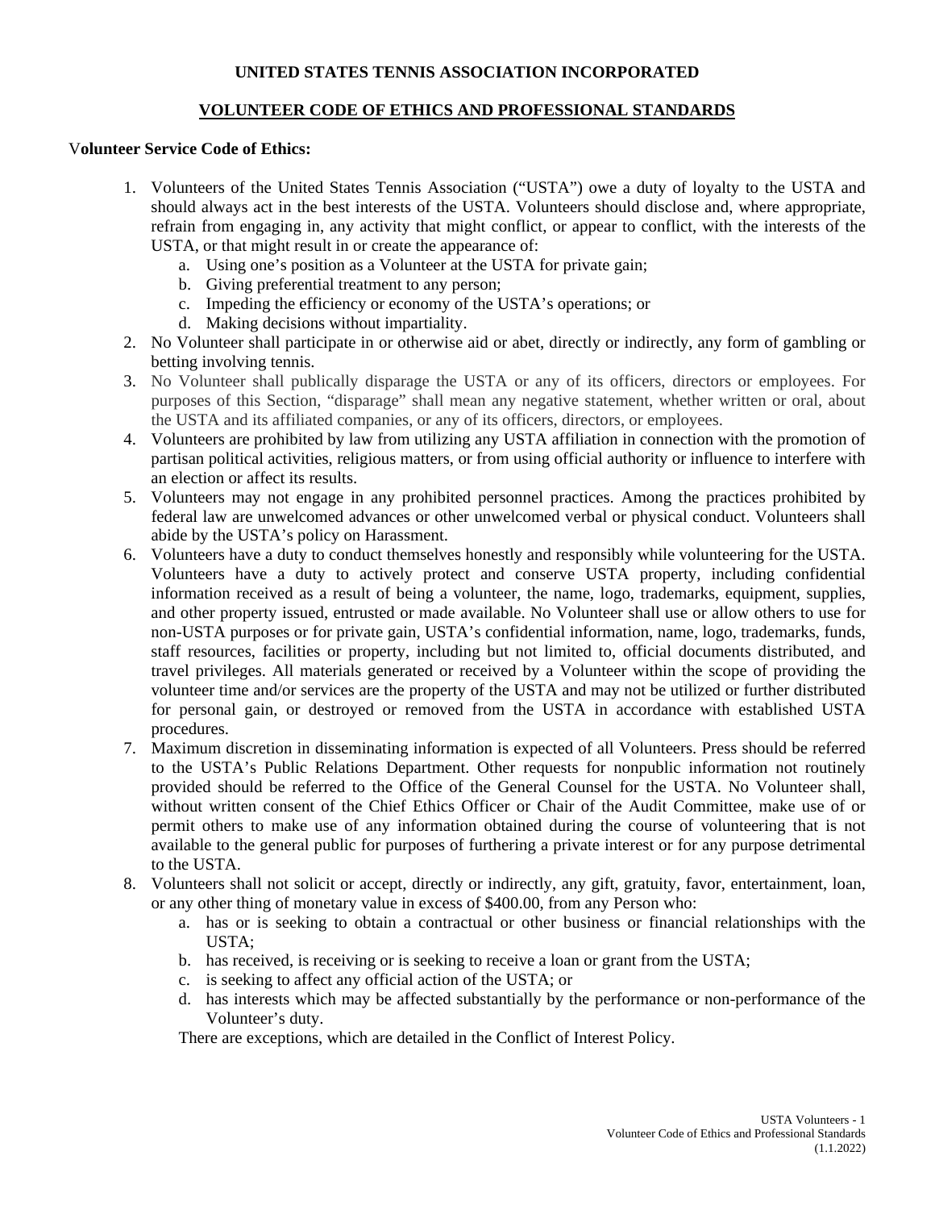**UNITED STATES TENNIS ASSOCIATION INCORPORATED**

**VOLUNTEER CODE OF ETHICS AND PROFESSIONAL STANDARDS**

**Volunteer Service Code of Ethics:**

1. Volunteers of the United States Tennis Association ("USTA") owe a duty of loyalty to the USTA and should always act in the best interests of the USTA. Volunteers should disclose and, where appropriate, refrain from engaging in, any activity that might conflict, or appear to conflict, with the interests of the USTA, or that might result in or create the appearance of:
   a. Using one's position as a Volunteer at the USTA for private gain;
   b. Giving preferential treatment to any person;
   c. Impeding the efficiency or economy of the USTA's operations; or
   d. Making decisions without impartiality.
2. No Volunteer shall participate in or otherwise aid or abet, directly or indirectly, any form of gambling or betting involving tennis.
3. No Volunteer shall publically disparage the USTA or any of its officers, directors or employees. For purposes of this Section, "disparage" shall mean any negative statement, whether written or oral, about the USTA and its affiliated companies, or any of its officers, directors, or employees.
4. Volunteers are prohibited by law from utilizing any USTA affiliation in connection with the promotion of partisan political activities, religious matters, or from using official authority or influence to interfere with an election or affect its results.
5. Volunteers may not engage in any prohibited personnel practices. Among the practices prohibited by federal law are unwelcomed advances or other unwelcomed verbal or physical conduct. Volunteers shall abide by the USTA's policy on Harassment.
6. Volunteers have a duty to conduct themselves honestly and responsibly while volunteering for the USTA. Volunteers have a duty to actively protect and conserve USTA property, including confidential information received as a result of being a volunteer, the name, logo, trademarks, equipment, supplies, and other property issued, entrusted or made available. No Volunteer shall use or allow others to use for non-USTA purposes or for private gain, USTA's confidential information, name, logo, trademarks, funds, staff resources, facilities or property, including but not limited to, official documents distributed, and travel privileges. All materials generated or received by a Volunteer within the scope of providing the volunteer time and/or services are the property of the USTA and may not be utilized or further distributed for personal gain, or destroyed or removed from the USTA in accordance with established USTA procedures.
7. Maximum discretion in disseminating information is expected of all Volunteers. Press should be referred to the USTA's Public Relations Department. Other requests for nonpublic information not routinely provided should be referred to the Office of the General Counsel for the USTA. No Volunteer shall, without written consent of the Chief Ethics Officer or Chair of the Audit Committee, make use of or permit others to make use of any information obtained during the course of volunteering that is not available to the general public for purposes of furthering a private interest or for any purpose detrimental to the USTA.
8. Volunteers shall not solicit or accept, directly or indirectly, any gift, gratuity, favor, entertainment, loan, or any other thing of monetary value in excess of $400.00, from any Person who:
   a. has or is seeking to obtain a contractual or other business or financial relationships with the USTA;
   b. has received, is receiving or is seeking to receive a loan or grant from the USTA;
   c. is seeking to affect any official action of the USTA; or
   d. has interests which may be affected substantially by the performance or non-performance of the Volunteer's duty.

   There are exceptions, which are detailed in the Conflict of Interest Policy.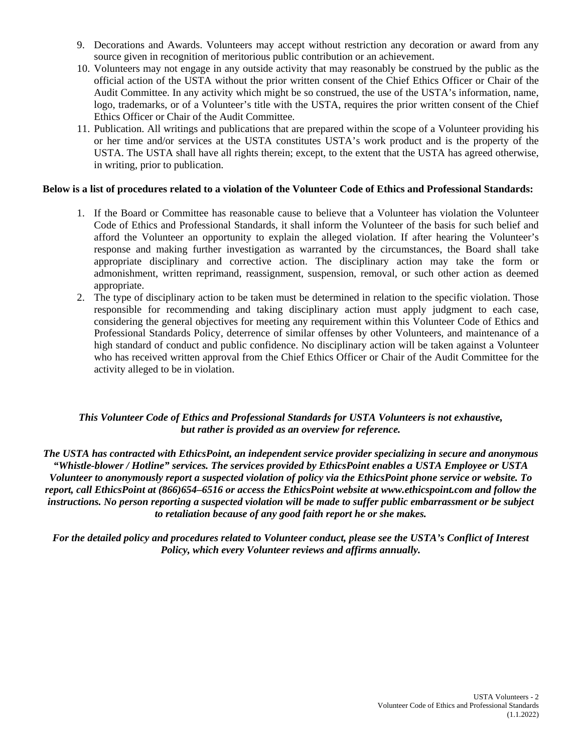9. Decorations and Awards. Volunteers may accept without restriction any decoration or award from any source given in recognition of meritorious public contribution or an achievement.
10. Volunteers may not engage in any outside activity that may reasonably be construed by the public as the official action of the USTA without the prior written consent of the Chief Ethics Officer or Chair of the Audit Committee. In any activity which might be so construed, the use of the USTA's information, name, logo, trademarks, or of a Volunteer's title with the USTA, requires the prior written consent of the Chief Ethics Officer or Chair of the Audit Committee.
11. Publication. All writings and publications that are prepared within the scope of a Volunteer providing his or her time and/or services at the USTA constitutes USTA's work product and is the property of the USTA. The USTA shall have all rights therein; except, to the extent that the USTA has agreed otherwise, in writing, prior to publication.

**Below is a list of procedures related to a violation of the Volunteer Code of Ethics and Professional Standards:**

1. If the Board or Committee has reasonable cause to believe that a Volunteer has violation the Volunteer Code of Ethics and Professional Standards, it shall inform the Volunteer of the basis for such belief and afford the Volunteer an opportunity to explain the alleged violation. If after hearing the Volunteer's response and making further investigation as warranted by the circumstances, the Board shall take appropriate disciplinary and corrective action. The disciplinary action may take the form or admonishment, written reprimand, reassignment, suspension, removal, or such other action as deemed appropriate.
2. The type of disciplinary action to be taken must be determined in relation to the specific violation. Those responsible for recommending and taking disciplinary action must apply judgment to each case, considering the general objectives for meeting any requirement within this Volunteer Code of Ethics and Professional Standards Policy, deterrence of similar offenses by other Volunteers, and maintenance of a high standard of conduct and public confidence. No disciplinary action will be taken against a Volunteer who has received written approval from the Chief Ethics Officer or Chair of the Audit Committee for the activity alleged to be in violation.

***This Volunteer Code of Ethics and Professional Standards for USTA Volunteers is not exhaustive, but rather is provided as an overview for reference.***

***The USTA has contracted with EthicsPoint, an independent service provider specializing in secure and anonymous "Whistle-blower / Hotline" services. The services provided by EthicsPoint enables a USTA Employee or USTA Volunteer to anonymously report a suspected violation of policy via the EthicsPoint phone service or website. To report, call EthicsPoint at (866)654–6516 or access the EthicsPoint website at www.ethicspoint.com and follow the instructions. No person reporting a suspected violation will be made to suffer public embarrassment or be subject to retaliation because of any good faith report he or she makes.***

***For the detailed policy and procedures related to Volunteer conduct, please see the USTA's Conflict of Interest Policy, which every Volunteer reviews and affirms annually.***